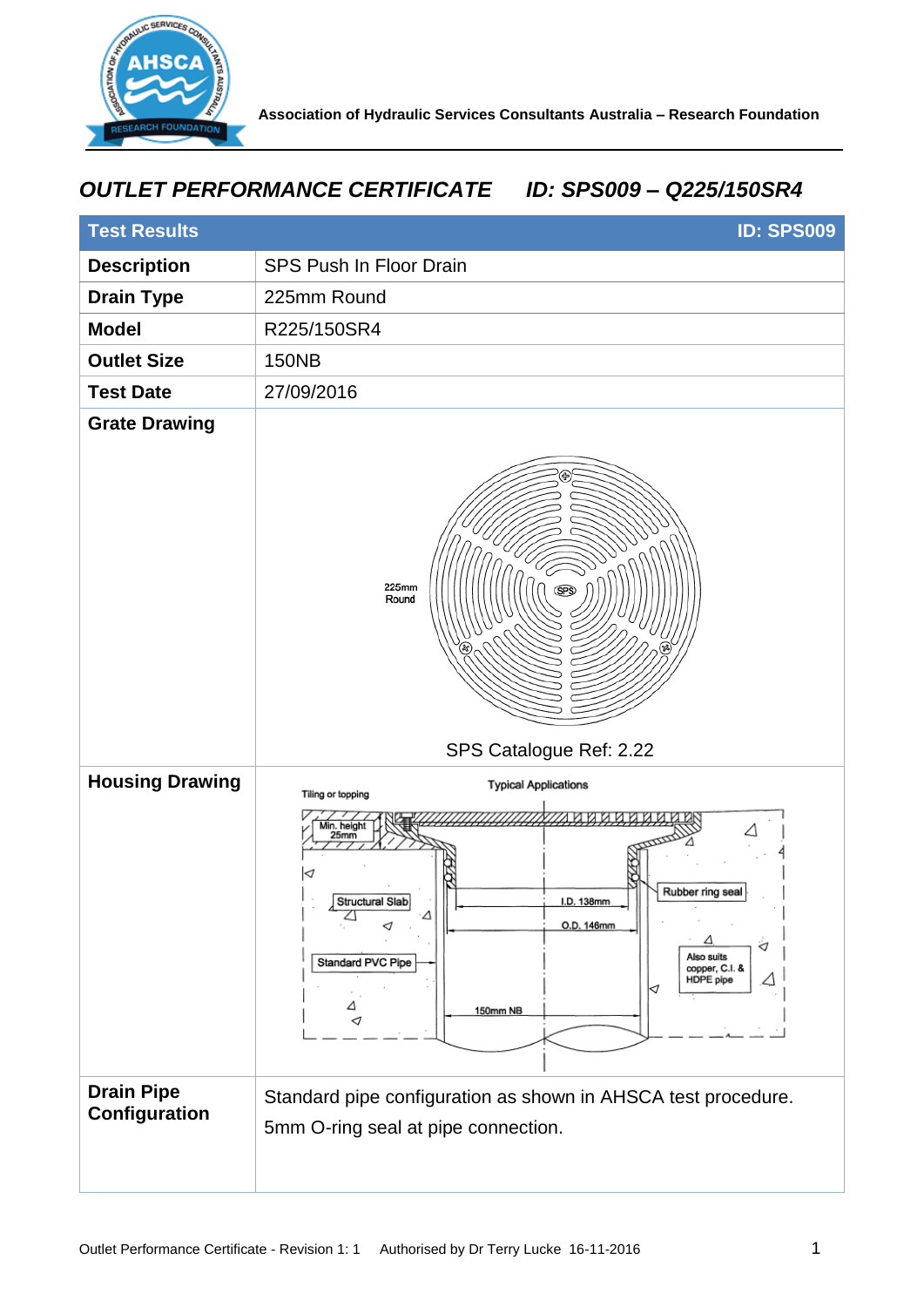Association of Hydraulic Services Consultants Australia – Research Foundation

## *OUTLET PERFORMANCE CERTIFICATE ID: SPS009 – Q225/150SR4*

| Test Results | ID: SPS009 |
|---|---|
| **Description** | SPS Push In Floor Drain |
| **Drain Type** | 225mm Round |
| **Model** | R225/150SR4 |
| **Outlet Size** | 150NB |
| **Test Date** | 27/09/2016 |
| **Grate Drawing** | 225mm Round<br>SPS Catalogue Ref: 2.22 |
| **Housing Drawing** | Typical Applications<br>Tiling or topping; Min. height 25mm; Structural Slab; Standard PVC Pipe; I.D. 138mm; O.D. 146mm; Rubber ring seal; Also suits copper, C.I. & HDPE pipe; 150mm NB |
| **Drain Pipe Configuration** | Standard pipe configuration as shown in AHSCA test procedure.<br>5mm O-ring seal at pipe connection. |

Outlet Performance Certificate - Revision 1: 1 Authorised by Dr Terry Lucke 16-11-2016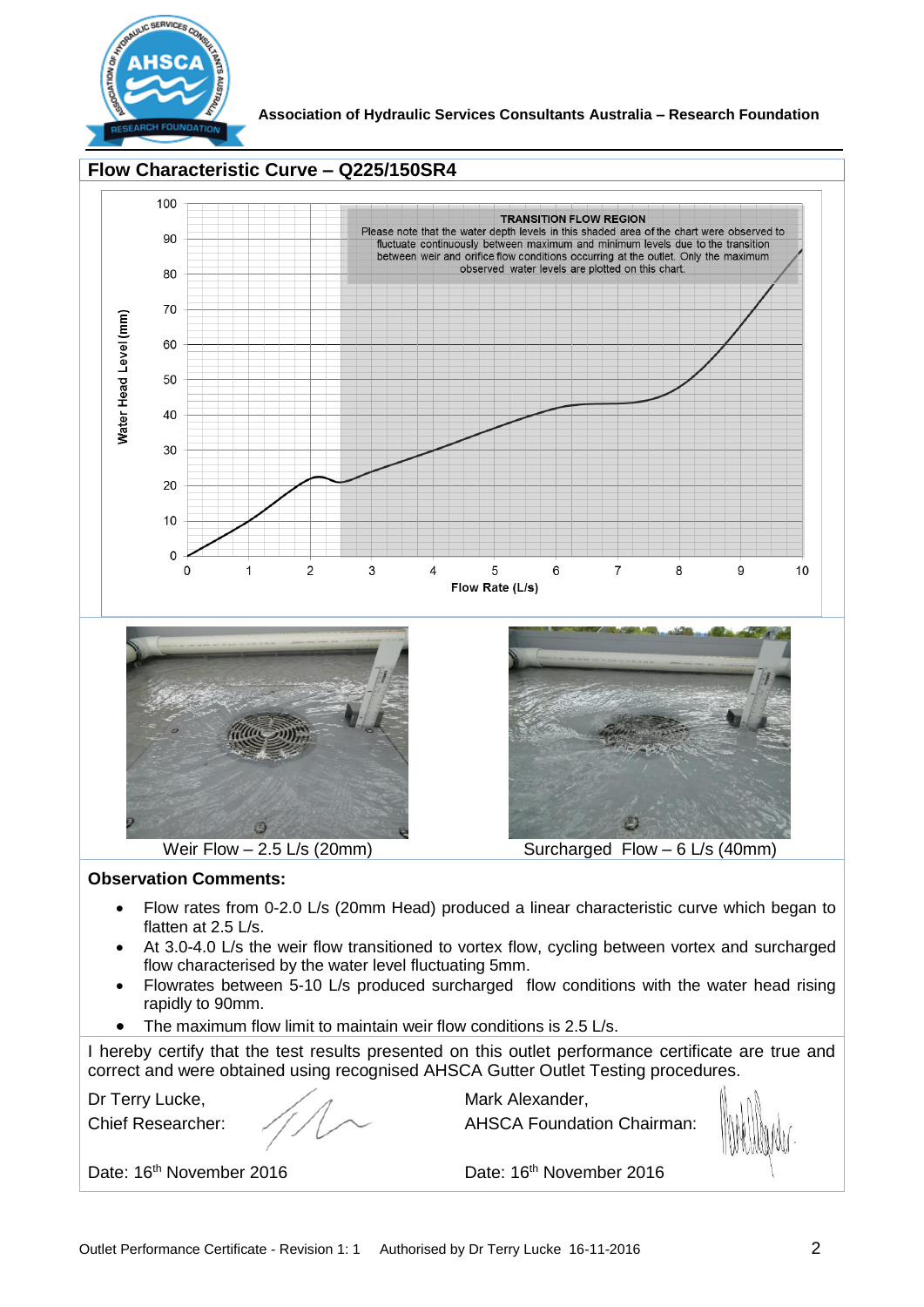Association of Hydraulic Services Consultants Australia – Research Foundation

## Flow Characteristic Curve – Q225/150SR4

TRANSITION FLOW REGION
Please note that the water depth levels in this shaded area of the chart were observed to fluctuate continuously between maximum and minimum levels due to the transition between weir and orifice flow conditions occurring at the outlet. Only the maximum observed water levels are plotted on this chart.

Water Head Level (mm)
100
90
80
70
60
50
40
30
20
10
0

0 1 2 3 4 5 6 7 8 9 10
Flow Rate (L/s)

Weir Flow – 2.5 L/s (20mm)

Surcharged Flow – 6 L/s (40mm)

### Observation Comments:

- Flow rates from 0-2.0 L/s (20mm Head) produced a linear characteristic curve which began to flatten at 2.5 L/s.
- At 3.0-4.0 L/s the weir flow transitioned to vortex flow, cycling between vortex and surcharged flow characterised by the water level fluctuating 5mm.
- Flowrates between 5-10 L/s produced surcharged flow conditions with the water head rising rapidly to 90mm.
- The maximum flow limit to maintain weir flow conditions is 2.5 L/s.

I hereby certify that the test results presented on this outlet performance certificate are true and correct and were obtained using recognised AHSCA Gutter Outlet Testing procedures.

Dr Terry Lucke,
Chief Researcher:

Date: 16th November 2016

Mark Alexander,
AHSCA Foundation Chairman:

Date: 16th November 2016

Outlet Performance Certificate - Revision 1: 1 Authorised by Dr Terry Lucke 16-11-2016